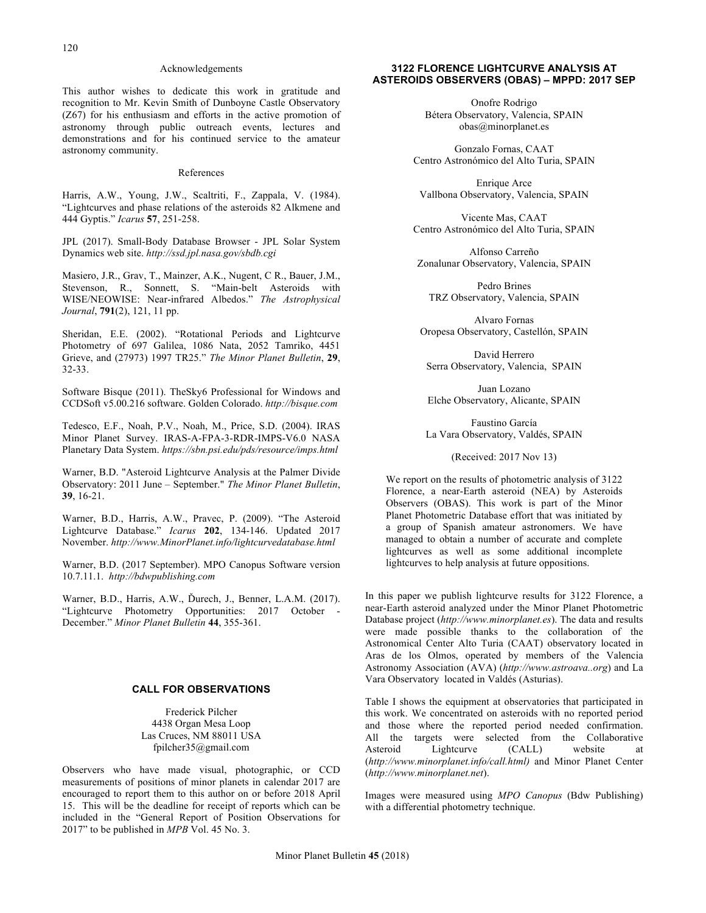Acknowledgements

This author wishes to dedicate this work in gratitude and recognition to Mr. Kevin Smith of Dunboyne Castle Observatory (Z67) for his enthusiasm and efforts in the active promotion of astronomy through public outreach events, lectures and demonstrations and for his continued service to the amateur astronomy community.

References

Harris, A.W., Young, J.W., Scaltriti, F., Zappala, V. (1984). "Lightcurves and phase relations of the asteroids 82 Alkmene and 444 Gyptis." *Icarus* **57**, 251-258.

JPL (2017). Small-Body Database Browser - JPL Solar System Dynamics web site. *http://ssd.jpl.nasa.gov/sbdb.cgi*

Masiero, J.R., Grav, T., Mainzer, A.K., Nugent, C R., Bauer, J.M., Stevenson, R., Sonnett, S. "Main-belt Asteroids with WISE/NEOWISE: Near-infrared Albedos." *The Astrophysical Journal*, **791**(2), 121, 11 pp.

Sheridan, E.E. (2002). "Rotational Periods and Lightcurve Photometry of 697 Galilea, 1086 Nata, 2052 Tamriko, 4451 Grieve, and (27973) 1997 TR25." *The Minor Planet Bulletin*, **29**, 32-33.

Software Bisque (2011). TheSky6 Professional for Windows and CCDSoft v5.00.216 software. Golden Colorado. *http://bisque.com*

Tedesco, E.F., Noah, P.V., Noah, M., Price, S.D. (2004). IRAS Minor Planet Survey. IRAS-A-FPA-3-RDR-IMPS-V6.0 NASA Planetary Data System. *https://sbn.psi.edu/pds/resource/imps.html*

Warner, B.D. "Asteroid Lightcurve Analysis at the Palmer Divide Observatory: 2011 June – September." *The Minor Planet Bulletin*, **39**, 16-21.

Warner, B.D., Harris, A.W., Pravec, P. (2009). "The Asteroid Lightcurve Database." *Icarus* **202**, 134-146. Updated 2017 November. *http://www.MinorPlanet.info/lightcurvedatabase.html*

Warner, B.D. (2017 September). MPO Canopus Software version 10.7.11.1. *http://bdwpublishing.com*

Warner, B.D., Harris, A.W., Ďurech, J., Benner, L.A.M. (2017). "Lightcurve Photometry Opportunities: 2017 October - December." *Minor Planet Bulletin* **44**, 355-361.

## CALL FOR OBSERVATIONS

Frederick Pilcher
4438 Organ Mesa Loop
Las Cruces, NM 88011 USA
fpilcher35@gmail.com

Observers who have made visual, photographic, or CCD measurements of positions of minor planets in calendar 2017 are encouraged to report them to this author on or before 2018 April 15. This will be the deadline for receipt of reports which can be included in the "General Report of Position Observations for 2017" to be published in *MPB* Vol. 45 No. 3.

## 3122 FLORENCE LIGHTCURVE ANALYSIS AT ASTEROIDS OBSERVERS (OBAS) – MPPD: 2017 SEP

Onofre Rodrigo
Bétera Observatory, Valencia, SPAIN
obas@minorplanet.es

Gonzalo Fornas, CAAT
Centro Astronómico del Alto Turia, SPAIN

Enrique Arce
Vallbona Observatory, Valencia, SPAIN

Vicente Mas, CAAT
Centro Astronómico del Alto Turia, SPAIN

Alfonso Carreño
Zonalunar Observatory, Valencia, SPAIN

Pedro Brines
TRZ Observatory, Valencia, SPAIN

Alvaro Fornas
Oropesa Observatory, Castellón, SPAIN

David Herrero
Serra Observatory, Valencia, SPAIN

Juan Lozano
Elche Observatory, Alicante, SPAIN

Faustino García
La Vara Observatory, Valdés, SPAIN

(Received: 2017 Nov 13)

We report on the results of photometric analysis of 3122 Florence, a near-Earth asteroid (NEA) by Asteroids Observers (OBAS). This work is part of the Minor Planet Photometric Database effort that was initiated by a group of Spanish amateur astronomers. We have managed to obtain a number of accurate and complete lightcurves as well as some additional incomplete lightcurves to help analysis at future oppositions.

In this paper we publish lightcurve results for 3122 Florence, a near-Earth asteroid analyzed under the Minor Planet Photometric Database project (*http://www.minorplanet.es*). The data and results were made possible thanks to the collaboration of the Astronomical Center Alto Turia (CAAT) observatory located in Aras de los Olmos, operated by members of the Valencia Astronomy Association (AVA) (*http://www.astroava..org*) and La Vara Observatory located in Valdés (Asturias).

Table I shows the equipment at observatories that participated in this work. We concentrated on asteroids with no reported period and those where the reported period needed confirmation. All the targets were selected from the Collaborative Asteroid Lightcurve (CALL) website at (*http://www.minorplanet.info/call.html)* and Minor Planet Center (*http://www.minorplanet.net*).

Images were measured using *MPO Canopus* (Bdw Publishing) with a differential photometry technique.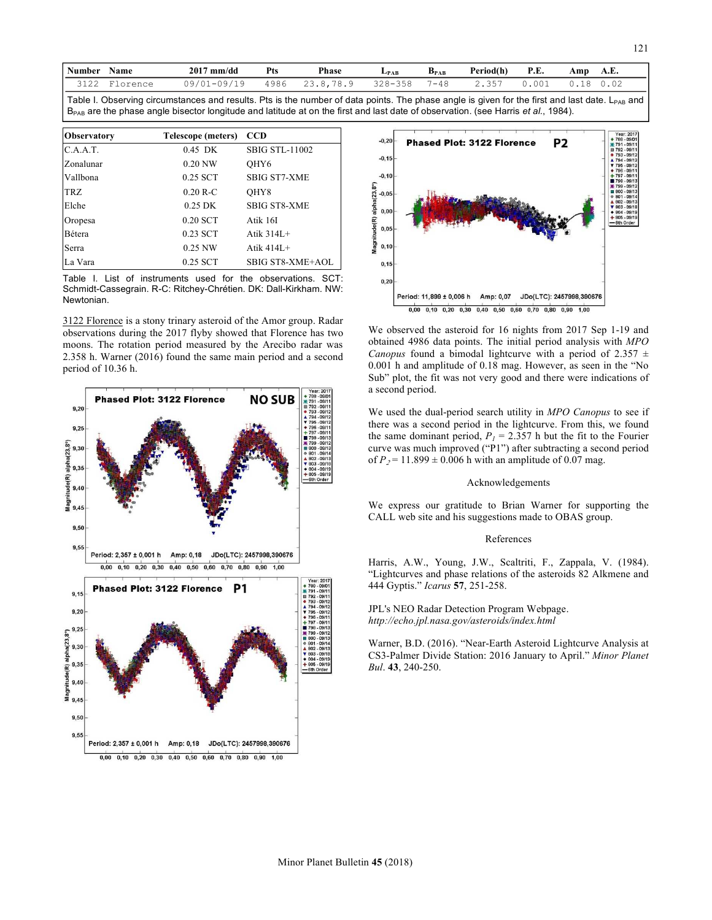| Number | Name | 2017 mm/dd | Pts | Phase | $L_{PAB}$ | $B_{PAB}$ | Period(h) | P.E. | Amp | A.E. |
|---|---|---|---|---|---|---|---|---|---|---|
| 3122 | Florence | 09/01-09/19 | 4986 | 23.8,78.9 | 328-358 | 7-48 | 2.357 | 0.001 | 0.18 | 0.02 |

Table I. Observing circumstances and results. Pts is the number of data points. The phase angle is given for the first and last date. $L_{PAB}$ and $B_{PAB}$ are the phase angle bisector longitude and latitude at on the first and last date of observation. (see Harris *et al.*, 1984).

| Observatory | Telescope (meters) | CCD |
|---|---|---|
| C.A.A.T. | 0.45 DK | SBIG STL-11002 |
| Zonalunar | 0.20 NW | QHY6 |
| Vallbona | 0.25 SCT | SBIG ST7-XME |
| TRZ | 0.20 R-C | QHY8 |
| Elche | 0.25 DK | SBIG ST8-XME |
| Oropesa | 0.20 SCT | Atik 16I |
| Bétera | 0.23 SCT | Atik 314L+ |
| Serra | 0.25 NW | Atik 414L+ |
| La Vara | 0.25 SCT | SBIG ST8-XME+AOL |

Table I. List of instruments used for the observations. SCT: Schmidt-Cassegrain. R-C: Ritchey-Chrétien. DK: Dall-Kirkham. NW: Newtonian.

3122 Florence is a stony trinary asteroid of the Amor group. Radar observations during the 2017 flyby showed that Florence has two moons. The rotation period measured by the Arecibo radar was 2.358 h. Warner (2016) found the same main period and a second period of 10.36 h.

Phased Plot: 3122 Florence NO SUB

Period: 2,357 ± 0,001 h Amp: 0,18 JDo(LTC): 2457998,390676

Phased Plot: 3122 Florence P1

Period: 2,357 ± 0,001 h Amp: 0,18 JDo(LTC): 2457998,390676

Phased Plot: 3122 Florence P2

Period: 11,899 ± 0,006 h Amp: 0,07 JDo(LTC): 2457998,390676

We observed the asteroid for 16 nights from 2017 Sep 1-19 and obtained 4986 data points. The initial period analysis with *MPO Canopus* found a bimodal lightcurve with a period of 2.357 ± 0.001 h and amplitude of 0.18 mag. However, as seen in the "No Sub" plot, the fit was not very good and there were indications of a second period.

We used the dual-period search utility in *MPO Canopus* to see if there was a second period in the lightcurve. From this, we found the same dominant period, $P_1$ = 2.357 h but the fit to the Fourier curve was much improved ("P1") after subtracting a second period of $P_2$ = 11.899 ± 0.006 h with an amplitude of 0.07 mag.

## Acknowledgements

We express our gratitude to Brian Warner for supporting the CALL web site and his suggestions made to OBAS group.

## References

Harris, A.W., Young, J.W., Scaltriti, F., Zappala, V. (1984). "Lightcurves and phase relations of the asteroids 82 Alkmene and 444 Gyptis." *Icarus* **57**, 251-258.

JPL's NEO Radar Detection Program Webpage. *http://echo.jpl.nasa.gov/asteroids/index.html*

Warner, B.D. (2016). "Near-Earth Asteroid Lightcurve Analysis at CS3-Palmer Divide Station: 2016 January to April." *Minor Planet Bul*. **43**, 240-250.